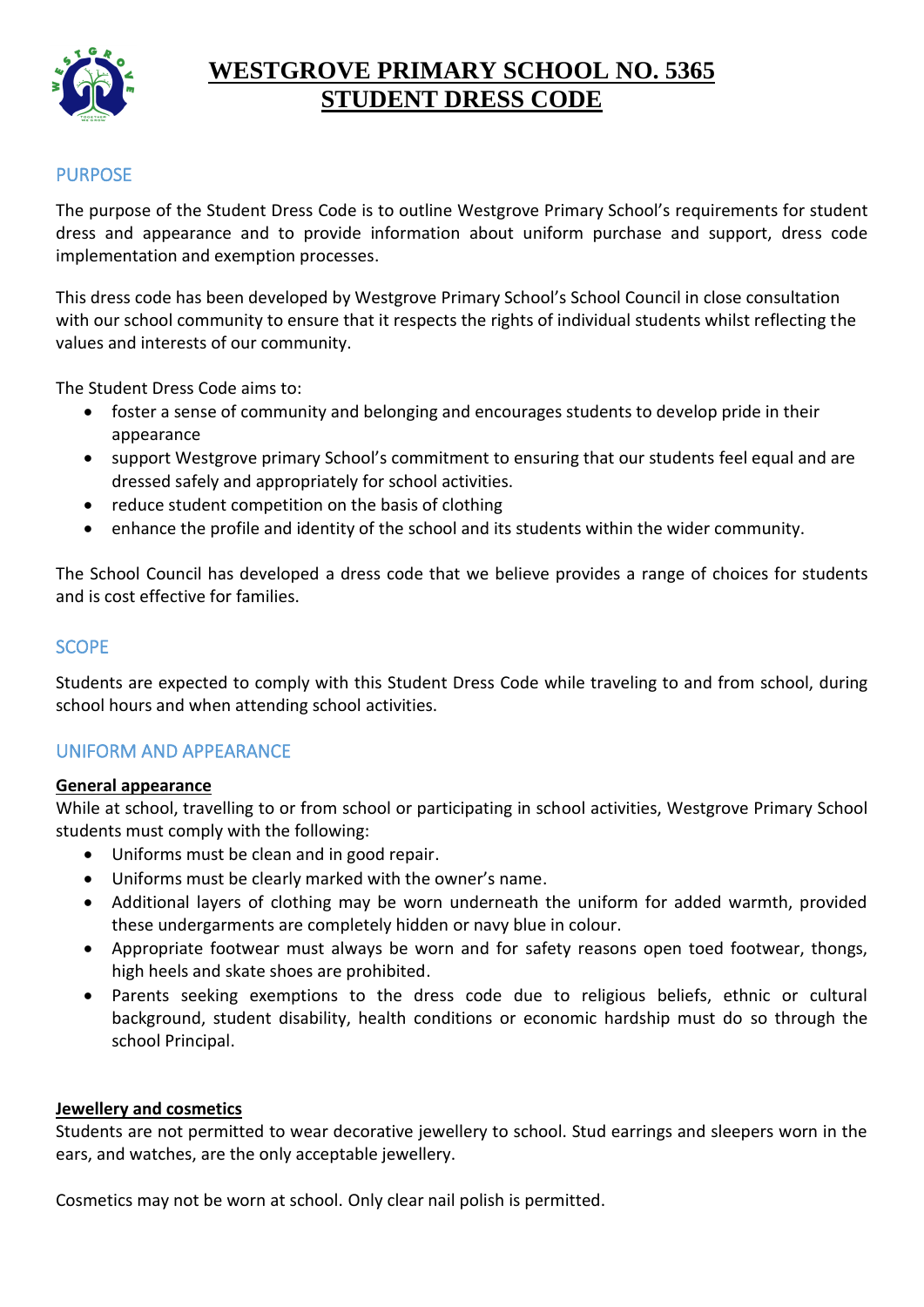# WESTGROVE PRIMARY SCHOOL NO. 5365
# STUDENT DRESS CODE

## PURPOSE

The purpose of the Student Dress Code is to outline Westgrove Primary School's requirements for student dress and appearance and to provide information about uniform purchase and support, dress code implementation and exemption processes.

This dress code has been developed by Westgrove Primary School's School Council in close consultation with our school community to ensure that it respects the rights of individual students whilst reflecting the values and interests of our community.

The Student Dress Code aims to:

- foster a sense of community and belonging and encourages students to develop pride in their appearance
- support Westgrove primary School's commitment to ensuring that our students feel equal and are dressed safely and appropriately for school activities.
- reduce student competition on the basis of clothing
- enhance the profile and identity of the school and its students within the wider community.

The School Council has developed a dress code that we believe provides a range of choices for students and is cost effective for families.

## SCOPE

Students are expected to comply with this Student Dress Code while traveling to and from school, during school hours and when attending school activities.

## UNIFORM AND APPEARANCE

### General appearance

While at school, travelling to or from school or participating in school activities, Westgrove Primary School students must comply with the following:

- Uniforms must be clean and in good repair.
- Uniforms must be clearly marked with the owner's name.
- Additional layers of clothing may be worn underneath the uniform for added warmth, provided these undergarments are completely hidden or navy blue in colour.
- Appropriate footwear must always be worn and for safety reasons open toed footwear, thongs, high heels and skate shoes are prohibited.
- Parents seeking exemptions to the dress code due to religious beliefs, ethnic or cultural background, student disability, health conditions or economic hardship must do so through the school Principal.

### Jewellery and cosmetics

Students are not permitted to wear decorative jewellery to school. Stud earrings and sleepers worn in the ears, and watches, are the only acceptable jewellery.

Cosmetics may not be worn at school. Only clear nail polish is permitted.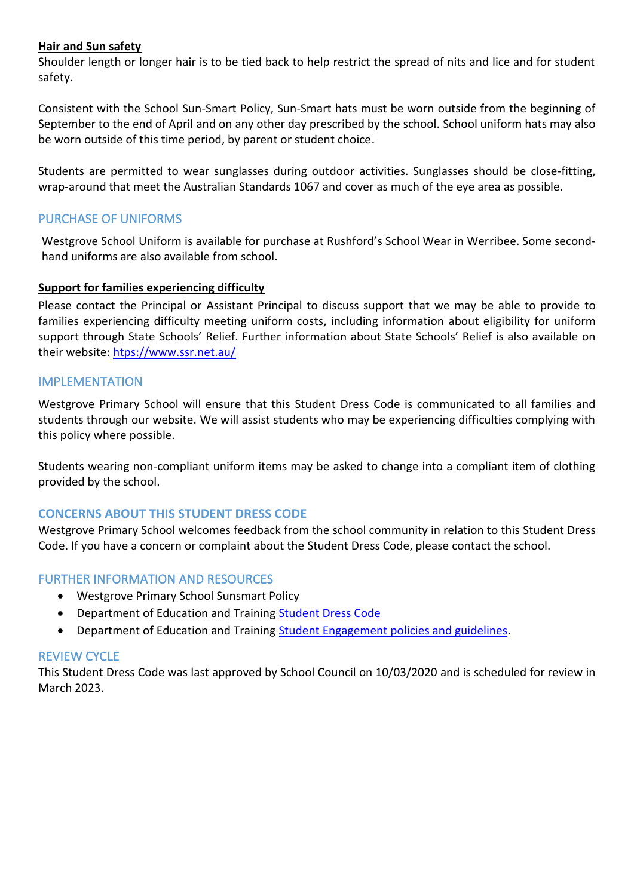**Hair and Sun safety**

Shoulder length or longer hair is to be tied back to help restrict the spread of nits and lice and for student safety.

Consistent with the School Sun-Smart Policy, Sun-Smart hats must be worn outside from the beginning of September to the end of April and on any other day prescribed by the school. School uniform hats may also be worn outside of this time period, by parent or student choice.

Students are permitted to wear sunglasses during outdoor activities. Sunglasses should be close-fitting, wrap-around that meet the Australian Standards 1067 and cover as much of the eye area as possible.

## PURCHASE OF UNIFORMS

Westgrove School Uniform is available for purchase at Rushford's School Wear in Werribee. Some second-hand uniforms are also available from school.

**Support for families experiencing difficulty**

Please contact the Principal or Assistant Principal to discuss support that we may be able to provide to families experiencing difficulty meeting uniform costs, including information about eligibility for uniform support through State Schools' Relief. Further information about State Schools' Relief is also available on their website: [htps://www.ssr.net.au/](https://www.ssr.net.au/)

## IMPLEMENTATION

Westgrove Primary School will ensure that this Student Dress Code is communicated to all families and students through our website. We will assist students who may be experiencing difficulties complying with this policy where possible.

Students wearing non-compliant uniform items may be asked to change into a compliant item of clothing provided by the school.

## CONCERNS ABOUT THIS STUDENT DRESS CODE

Westgrove Primary School welcomes feedback from the school community in relation to this Student Dress Code. If you have a concern or complaint about the Student Dress Code, please contact the school.

## FURTHER INFORMATION AND RESOURCES

- Westgrove Primary School Sunsmart Policy
- Department of Education and Training Student Dress Code
- Department of Education and Training Student Engagement policies and guidelines.

## REVIEW CYCLE

This Student Dress Code was last approved by School Council on 10/03/2020 and is scheduled for review in March 2023.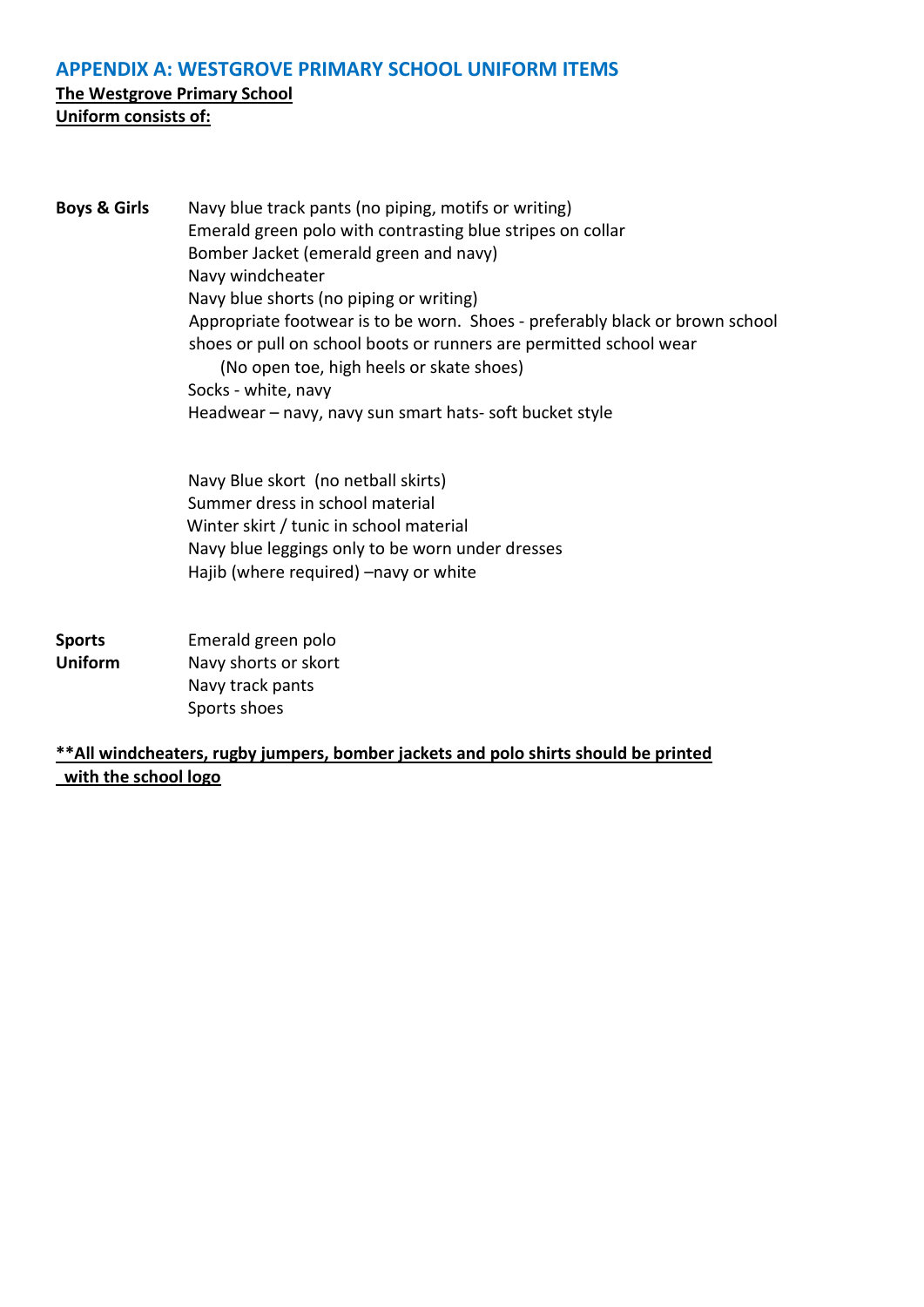## APPENDIX A: WESTGROVE PRIMARY SCHOOL UNIFORM ITEMS

**<u>The Westgrove Primary School</u>**
**<u>Uniform consists of:</u>**

**Boys & Girls**

Navy blue track pants (no piping, motifs or writing)
Emerald green polo with contrasting blue stripes on collar
Bomber Jacket (emerald green and navy)
Navy windcheater
Navy blue shorts (no piping or writing)
Appropriate footwear is to be worn. Shoes - preferably black or brown school shoes or pull on school boots or runners are permitted school wear
(No open toe, high heels or skate shoes)
Socks - white, navy
Headwear – navy, navy sun smart hats- soft bucket style

Navy Blue skort (no netball skirts)
Summer dress in school material
Winter skirt / tunic in school material
Navy blue leggings only to be worn under dresses
Hajib (where required) –navy or white

**Sports Uniform**

Emerald green polo
Navy shorts or skort
Navy track pants
Sports shoes

**<u>**All windcheaters, rugby jumpers, bomber jackets and polo shirts should be printed with the school logo</u>**